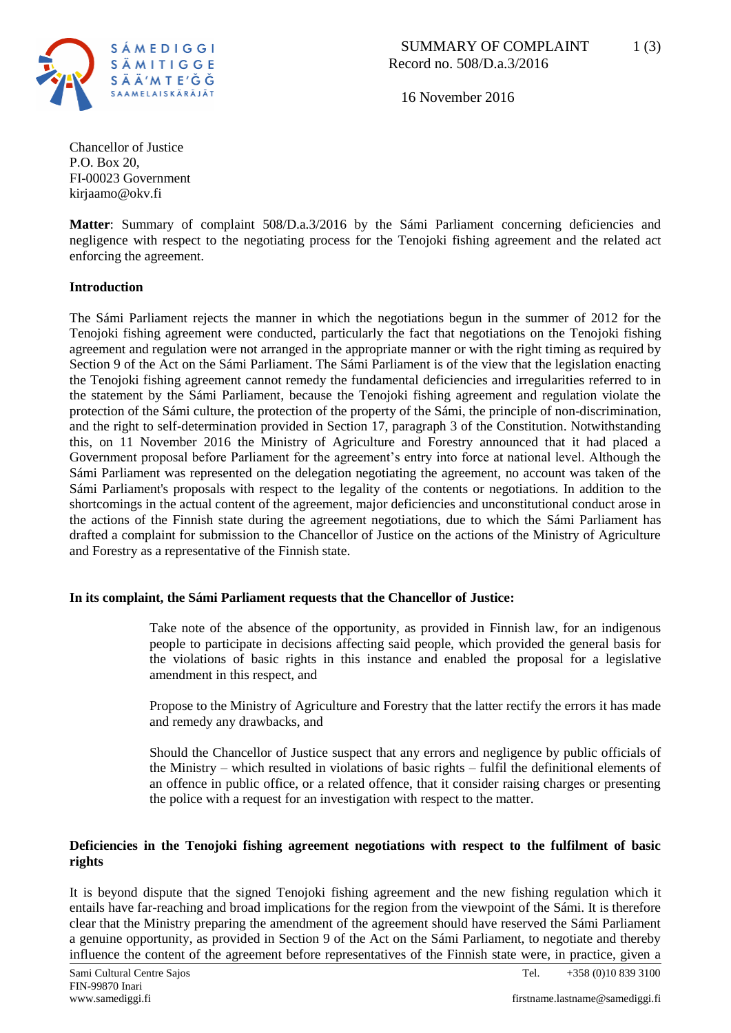SUMMARY OF COMPLAINT
Record no. 508/D.a.3/2016

16 November 2016

Chancellor of Justice
P.O. Box 20,
FI-00023 Government
kirjaamo@okv.fi

**Matter**: Summary of complaint 508/D.a.3/2016 by the Sámi Parliament concerning deficiencies and negligence with respect to the negotiating process for the Tenojoki fishing agreement and the related act enforcing the agreement.

**Introduction**

The Sámi Parliament rejects the manner in which the negotiations begun in the summer of 2012 for the Tenojoki fishing agreement were conducted, particularly the fact that negotiations on the Tenojoki fishing agreement and regulation were not arranged in the appropriate manner or with the right timing as required by Section 9 of the Act on the Sámi Parliament. The Sámi Parliament is of the view that the legislation enacting the Tenojoki fishing agreement cannot remedy the fundamental deficiencies and irregularities referred to in the statement by the Sámi Parliament, because the Tenojoki fishing agreement and regulation violate the protection of the Sámi culture, the protection of the property of the Sámi, the principle of non-discrimination, and the right to self-determination provided in Section 17, paragraph 3 of the Constitution. Notwithstanding this, on 11 November 2016 the Ministry of Agriculture and Forestry announced that it had placed a Government proposal before Parliament for the agreement's entry into force at national level. Although the Sámi Parliament was represented on the delegation negotiating the agreement, no account was taken of the Sámi Parliament's proposals with respect to the legality of the contents or negotiations. In addition to the shortcomings in the actual content of the agreement, major deficiencies and unconstitutional conduct arose in the actions of the Finnish state during the agreement negotiations, due to which the Sámi Parliament has drafted a complaint for submission to the Chancellor of Justice on the actions of the Ministry of Agriculture and Forestry as a representative of the Finnish state.

**In its complaint, the Sámi Parliament requests that the Chancellor of Justice:**

Take note of the absence of the opportunity, as provided in Finnish law, for an indigenous people to participate in decisions affecting said people, which provided the general basis for the violations of basic rights in this instance and enabled the proposal for a legislative amendment in this respect, and

Propose to the Ministry of Agriculture and Forestry that the latter rectify the errors it has made and remedy any drawbacks, and

Should the Chancellor of Justice suspect that any errors and negligence by public officials of the Ministry – which resulted in violations of basic rights – fulfil the definitional elements of an offence in public office, or a related offence, that it consider raising charges or presenting the police with a request for an investigation with respect to the matter.

**Deficiencies in the Tenojoki fishing agreement negotiations with respect to the fulfilment of basic rights**

It is beyond dispute that the signed Tenojoki fishing agreement and the new fishing regulation which it entails have far-reaching and broad implications for the region from the viewpoint of the Sámi. It is therefore clear that the Ministry preparing the amendment of the agreement should have reserved the Sámi Parliament a genuine opportunity, as provided in Section 9 of the Act on the Sámi Parliament, to negotiate and thereby influence the content of the agreement before representatives of the Finnish state were, in practice, given a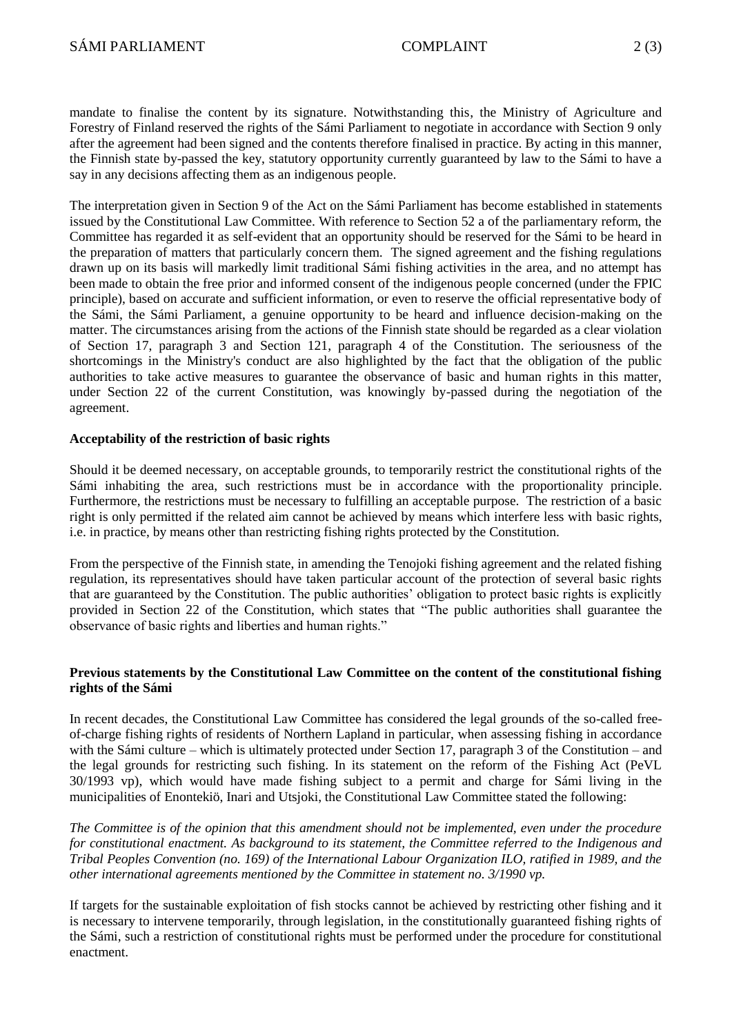mandate to finalise the content by its signature. Notwithstanding this, the Ministry of Agriculture and Forestry of Finland reserved the rights of the Sámi Parliament to negotiate in accordance with Section 9 only after the agreement had been signed and the contents therefore finalised in practice. By acting in this manner, the Finnish state by-passed the key, statutory opportunity currently guaranteed by law to the Sámi to have a say in any decisions affecting them as an indigenous people.

The interpretation given in Section 9 of the Act on the Sámi Parliament has become established in statements issued by the Constitutional Law Committee. With reference to Section 52 a of the parliamentary reform, the Committee has regarded it as self-evident that an opportunity should be reserved for the Sámi to be heard in the preparation of matters that particularly concern them. The signed agreement and the fishing regulations drawn up on its basis will markedly limit traditional Sámi fishing activities in the area, and no attempt has been made to obtain the free prior and informed consent of the indigenous people concerned (under the FPIC principle), based on accurate and sufficient information, or even to reserve the official representative body of the Sámi, the Sámi Parliament, a genuine opportunity to be heard and influence decision-making on the matter. The circumstances arising from the actions of the Finnish state should be regarded as a clear violation of Section 17, paragraph 3 and Section 121, paragraph 4 of the Constitution. The seriousness of the shortcomings in the Ministry's conduct are also highlighted by the fact that the obligation of the public authorities to take active measures to guarantee the observance of basic and human rights in this matter, under Section 22 of the current Constitution, was knowingly by-passed during the negotiation of the agreement.

**Acceptability of the restriction of basic rights**

Should it be deemed necessary, on acceptable grounds, to temporarily restrict the constitutional rights of the Sámi inhabiting the area, such restrictions must be in accordance with the proportionality principle. Furthermore, the restrictions must be necessary to fulfilling an acceptable purpose. The restriction of a basic right is only permitted if the related aim cannot be achieved by means which interfere less with basic rights, i.e. in practice, by means other than restricting fishing rights protected by the Constitution.

From the perspective of the Finnish state, in amending the Tenojoki fishing agreement and the related fishing regulation, its representatives should have taken particular account of the protection of several basic rights that are guaranteed by the Constitution. The public authorities' obligation to protect basic rights is explicitly provided in Section 22 of the Constitution, which states that "The public authorities shall guarantee the observance of basic rights and liberties and human rights."

**Previous statements by the Constitutional Law Committee on the content of the constitutional fishing rights of the Sámi**

In recent decades, the Constitutional Law Committee has considered the legal grounds of the so-called free-of-charge fishing rights of residents of Northern Lapland in particular, when assessing fishing in accordance with the Sámi culture – which is ultimately protected under Section 17, paragraph 3 of the Constitution – and the legal grounds for restricting such fishing. In its statement on the reform of the Fishing Act (PeVL 30/1993 vp), which would have made fishing subject to a permit and charge for Sámi living in the municipalities of Enontekiö, Inari and Utsjoki, the Constitutional Law Committee stated the following:

*The Committee is of the opinion that this amendment should not be implemented, even under the procedure for constitutional enactment. As background to its statement, the Committee referred to the Indigenous and Tribal Peoples Convention (no. 169) of the International Labour Organization ILO, ratified in 1989, and the other international agreements mentioned by the Committee in statement no. 3/1990 vp.*

If targets for the sustainable exploitation of fish stocks cannot be achieved by restricting other fishing and it is necessary to intervene temporarily, through legislation, in the constitutionally guaranteed fishing rights of the Sámi, such a restriction of constitutional rights must be performed under the procedure for constitutional enactment.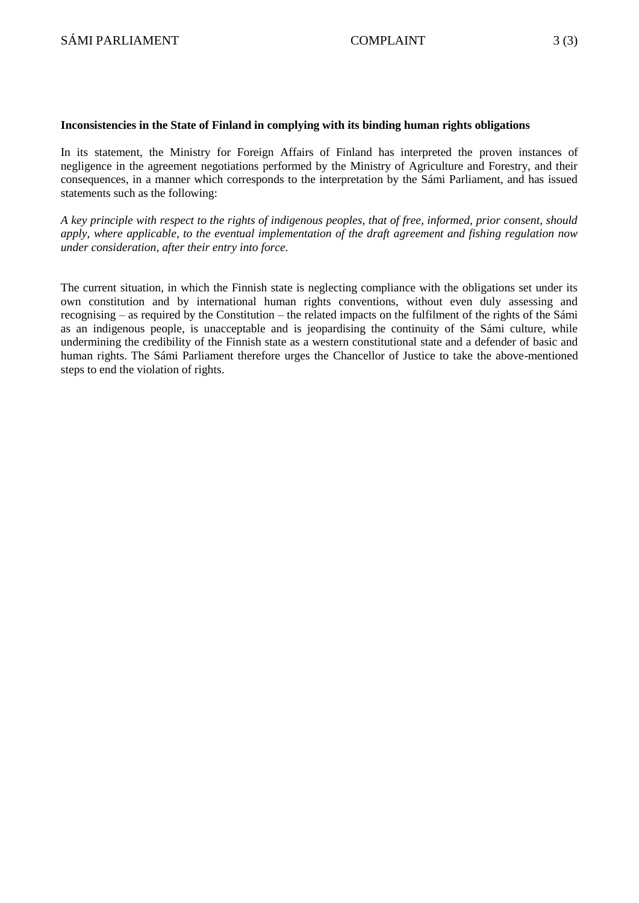**Inconsistencies in the State of Finland in complying with its binding human rights obligations**

In its statement, the Ministry for Foreign Affairs of Finland has interpreted the proven instances of negligence in the agreement negotiations performed by the Ministry of Agriculture and Forestry, and their consequences, in a manner which corresponds to the interpretation by the Sámi Parliament, and has issued statements such as the following:

*A key principle with respect to the rights of indigenous peoples, that of free, informed, prior consent, should apply, where applicable, to the eventual implementation of the draft agreement and fishing regulation now under consideration, after their entry into force.*

The current situation, in which the Finnish state is neglecting compliance with the obligations set under its own constitution and by international human rights conventions, without even duly assessing and recognising – as required by the Constitution – the related impacts on the fulfilment of the rights of the Sámi as an indigenous people, is unacceptable and is jeopardising the continuity of the Sámi culture, while undermining the credibility of the Finnish state as a western constitutional state and a defender of basic and human rights. The Sámi Parliament therefore urges the Chancellor of Justice to take the above-mentioned steps to end the violation of rights.